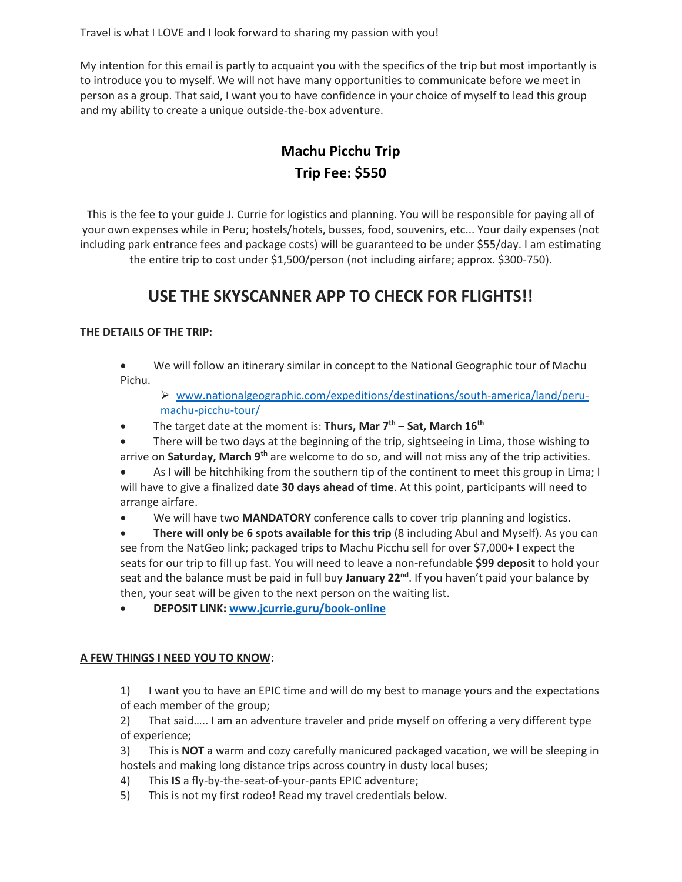Travel is what I LOVE and I look forward to sharing my passion with you!

My intention for this email is partly to acquaint you with the specifics of the trip but most importantly is to introduce you to myself. We will not have many opportunities to communicate before we meet in person as a group. That said, I want you to have confidence in your choice of myself to lead this group and my ability to create a unique outside-the-box adventure.

## Machu Picchu Trip
## Trip Fee: $550

This is the fee to your guide J. Currie for logistics and planning. You will be responsible for paying all of your own expenses while in Peru; hostels/hotels, busses, food, souvenirs, etc... Your daily expenses (not including park entrance fees and package costs) will be guaranteed to be under $55/day. I am estimating the entire trip to cost under $1,500/person (not including airfare; approx. $300-750).

# USE THE SKYSCANNER APP TO CHECK FOR FLIGHTS!!

**THE DETAILS OF THE TRIP:**

- We will follow an itinerary similar in concept to the National Geographic tour of Machu Pichu.
  - www.nationalgeographic.com/expeditions/destinations/south-america/land/peru-machu-picchu-tour/
- The target date at the moment is: **Thurs, Mar 7th – Sat, March 16th**
- There will be two days at the beginning of the trip, sightseeing in Lima, those wishing to arrive on **Saturday, March 9th** are welcome to do so, and will not miss any of the trip activities.
- As I will be hitchhiking from the southern tip of the continent to meet this group in Lima; I will have to give a finalized date **30 days ahead of time**. At this point, participants will need to arrange airfare.
- We will have two **MANDATORY** conference calls to cover trip planning and logistics.
- **There will only be 6 spots available for this trip** (8 including Abul and Myself). As you can see from the NatGeo link; packaged trips to Machu Picchu sell for over $7,000+ I expect the seats for our trip to fill up fast. You will need to leave a non-refundable **$99 deposit** to hold your seat and the balance must be paid in full buy **January 22nd**. If you haven't paid your balance by then, your seat will be given to the next person on the waiting list.
- **DEPOSIT LINK: www.jcurrie.guru/book-online**

**A FEW THINGS I NEED YOU TO KNOW**:

1) I want you to have an EPIC time and will do my best to manage yours and the expectations of each member of the group;
2) That said….. I am an adventure traveler and pride myself on offering a very different type of experience;
3) This is **NOT** a warm and cozy carefully manicured packaged vacation, we will be sleeping in hostels and making long distance trips across country in dusty local buses;
4) This **IS** a fly-by-the-seat-of-your-pants EPIC adventure;
5) This is not my first rodeo! Read my travel credentials below.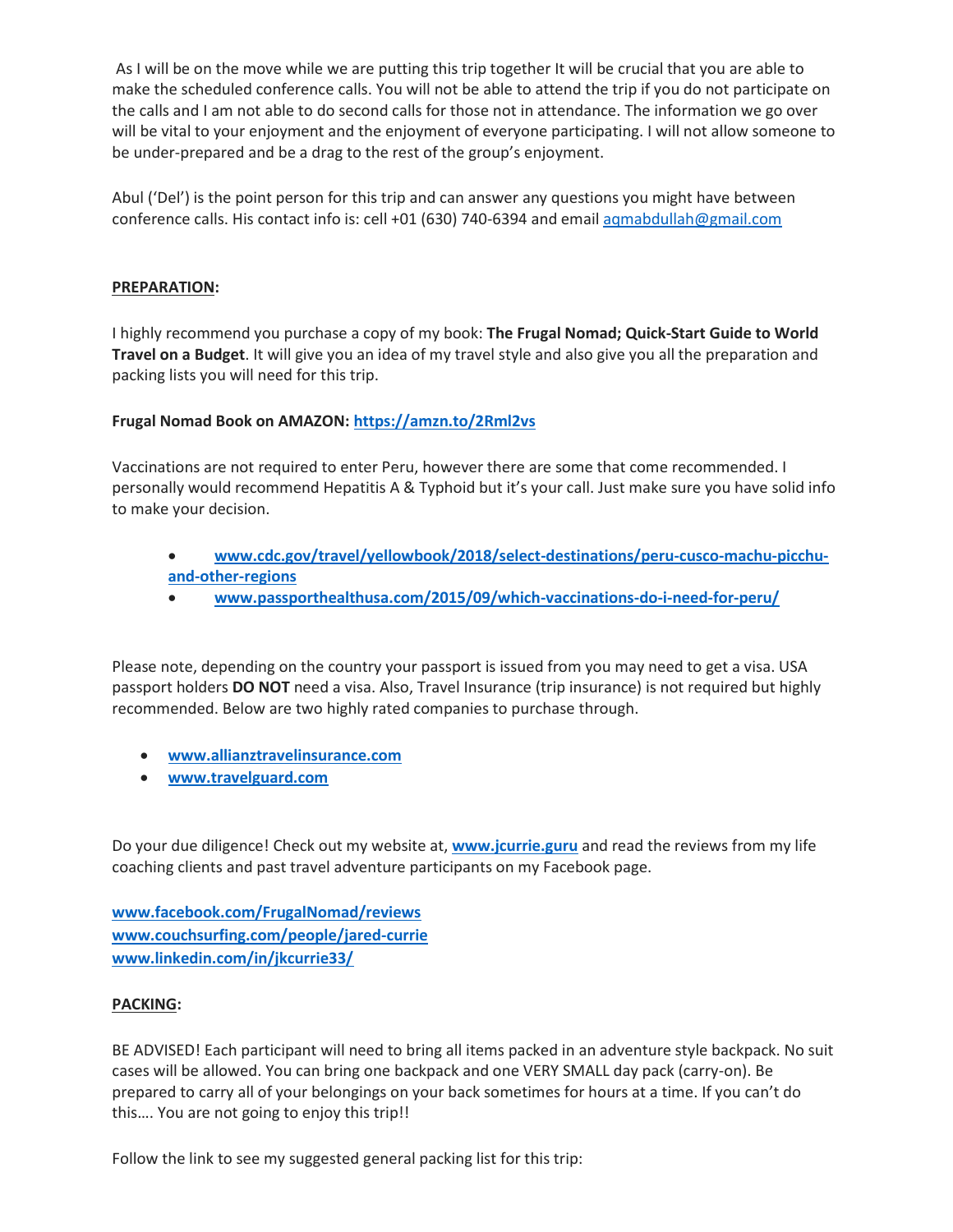As I will be on the move while we are putting this trip together It will be crucial that you are able to make the scheduled conference calls. You will not be able to attend the trip if you do not participate on the calls and I am not able to do second calls for those not in attendance. The information we go over will be vital to your enjoyment and the enjoyment of everyone participating. I will not allow someone to be under-prepared and be a drag to the rest of the group's enjoyment.

Abul ('Del') is the point person for this trip and can answer any questions you might have between conference calls. His contact info is: cell +01 (630) 740-6394 and email aqmabdullah@gmail.com

**PREPARATION:**

I highly recommend you purchase a copy of my book: **The Frugal Nomad; Quick-Start Guide to World Travel on a Budget**. It will give you an idea of my travel style and also give you all the preparation and packing lists you will need for this trip.

**Frugal Nomad Book on AMAZON: https://amzn.to/2Rml2vs**

Vaccinations are not required to enter Peru, however there are some that come recommended. I personally would recommend Hepatitis A & Typhoid but it's your call. Just make sure you have solid info to make your decision.

- **www.cdc.gov/travel/yellowbook/2018/select-destinations/peru-cusco-machu-picchu-and-other-regions**
- **www.passporthealthusa.com/2015/09/which-vaccinations-do-i-need-for-peru/**

Please note, depending on the country your passport is issued from you may need to get a visa. USA passport holders **DO NOT** need a visa. Also, Travel Insurance (trip insurance) is not required but highly recommended. Below are two highly rated companies to purchase through.

- **www.allianztravelinsurance.com**
- **www.travelguard.com**

Do your due diligence! Check out my website at, **www.jcurrie.guru** and read the reviews from my life coaching clients and past travel adventure participants on my Facebook page.

**www.facebook.com/FrugalNomad/reviews**
**www.couchsurfing.com/people/jared-currie**
**www.linkedin.com/in/jkcurrie33/**

**PACKING:**

BE ADVISED! Each participant will need to bring all items packed in an adventure style backpack. No suit cases will be allowed. You can bring one backpack and one VERY SMALL day pack (carry-on). Be prepared to carry all of your belongings on your back sometimes for hours at a time. If you can't do this…. You are not going to enjoy this trip!!

Follow the link to see my suggested general packing list for this trip: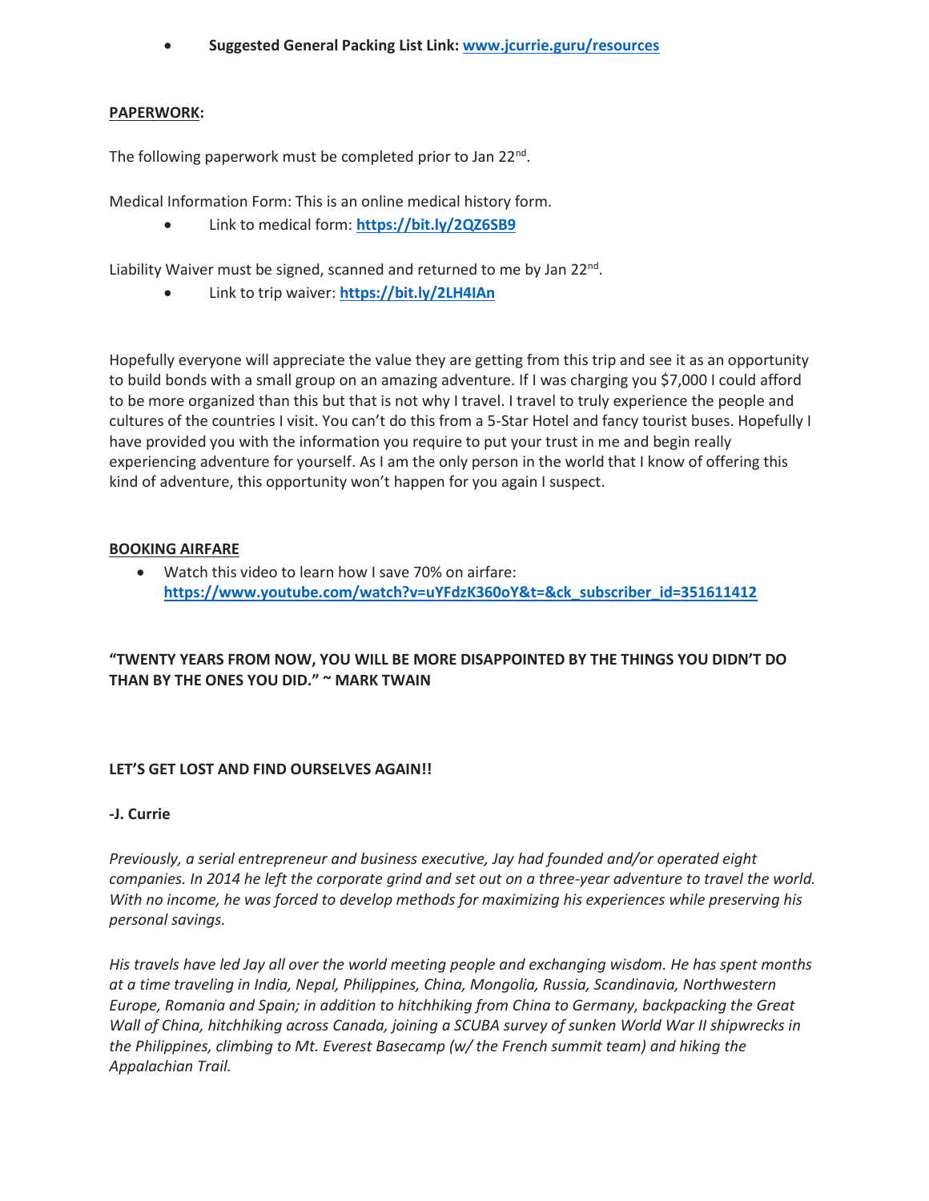- **Suggested General Packing List Link: www.jcurrie.guru/resources**

**PAPERWORK:**

The following paperwork must be completed prior to Jan 22nd.

Medical Information Form: This is an online medical history form.

- Link to medical form: **https://bit.ly/2QZ6SB9**

Liability Waiver must be signed, scanned and returned to me by Jan 22nd.

- Link to trip waiver: **https://bit.ly/2LH4IAn**

Hopefully everyone will appreciate the value they are getting from this trip and see it as an opportunity to build bonds with a small group on an amazing adventure. If I was charging you $7,000 I could afford to be more organized than this but that is not why I travel. I travel to truly experience the people and cultures of the countries I visit. You can't do this from a 5-Star Hotel and fancy tourist buses. Hopefully I have provided you with the information you require to put your trust in me and begin really experiencing adventure for yourself. As I am the only person in the world that I know of offering this kind of adventure, this opportunity won't happen for you again I suspect.

**BOOKING AIRFARE**

- Watch this video to learn how I save 70% on airfare: **https://www.youtube.com/watch?v=uYFdzK360oY&t=&ck_subscriber_id=351611412**

**"TWENTY YEARS FROM NOW, YOU WILL BE MORE DISAPPOINTED BY THE THINGS YOU DIDN'T DO THAN BY THE ONES YOU DID." ~ MARK TWAIN**

**LET'S GET LOST AND FIND OURSELVES AGAIN!!**

**-J. Currie**

*Previously, a serial entrepreneur and business executive, Jay had founded and/or operated eight companies. In 2014 he left the corporate grind and set out on a three-year adventure to travel the world. With no income, he was forced to develop methods for maximizing his experiences while preserving his personal savings.*

*His travels have led Jay all over the world meeting people and exchanging wisdom. He has spent months at a time traveling in India, Nepal, Philippines, China, Mongolia, Russia, Scandinavia, Northwestern Europe, Romania and Spain; in addition to hitchhiking from China to Germany, backpacking the Great Wall of China, hitchhiking across Canada, joining a SCUBA survey of sunken World War II shipwrecks in the Philippines, climbing to Mt. Everest Basecamp (w/ the French summit team) and hiking the Appalachian Trail.*